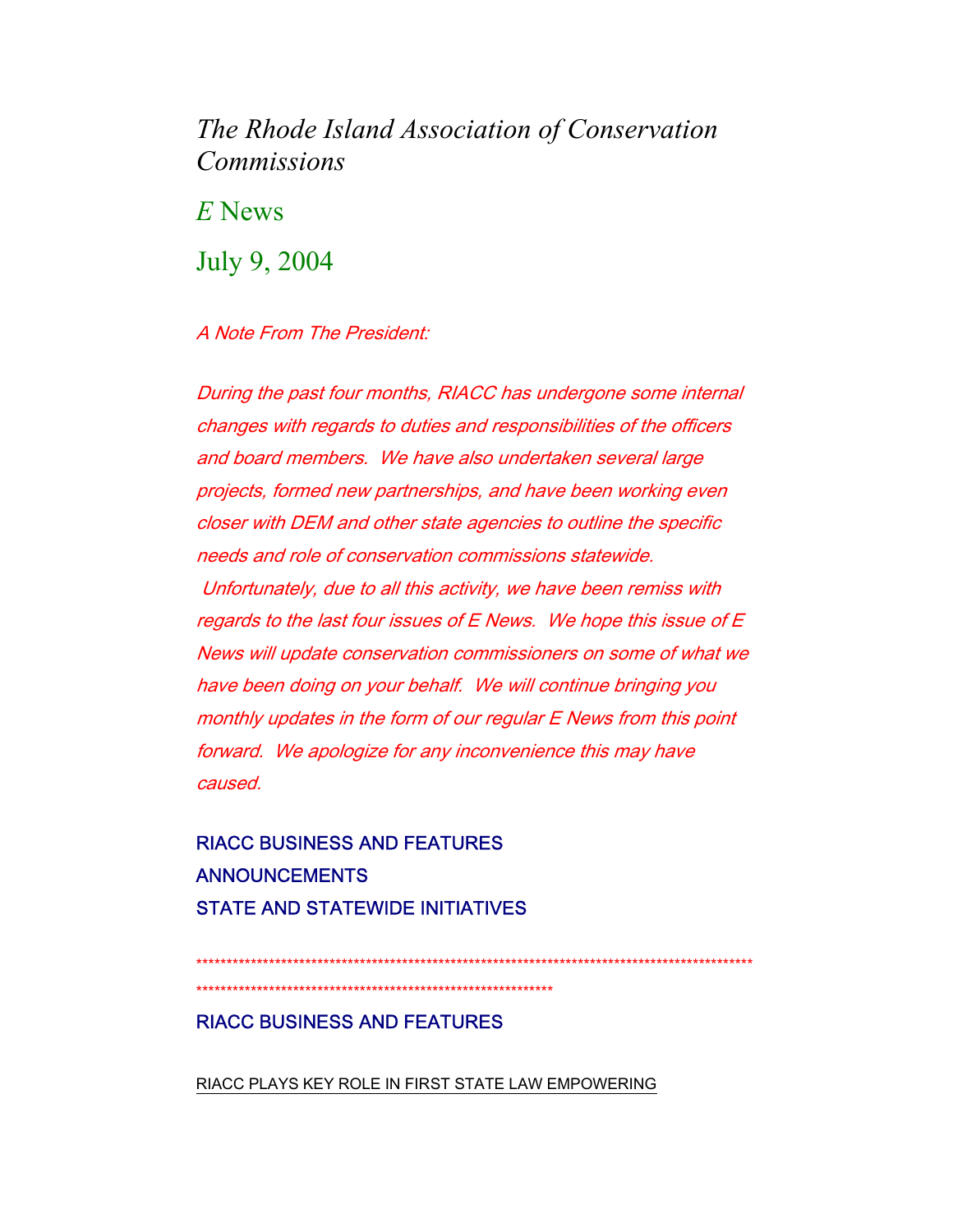# *The Rhode Island Association of Conservation Commissions*

## *E* News

## July 9, 2004

*A Note From The President:*

*During the past four months, RIACC has undergone some internal changes with regards to duties and responsibilities of the officers and board members. We have also undertaken several large projects, formed new partnerships, and have been working even closer with DEM and other state agencies to outline the specific needs and role of conservation commissions statewide. Unfortunately, due to all this activity, we have been remiss with regards to the last four issues of E News. We hope this issue of E News will update conservation commissioners on some of what we have been doing on your behalf. We will continue bringing you monthly updates in the form of our regular E News from this point forward. We apologize for any inconvenience this may have caused.*

RIACC BUSINESS AND FEATURES

ANNOUNCEMENTS

STATE AND STATEWIDE INITIATIVES

*******************************************************************************************************************************************************

## RIACC BUSINESS AND FEATURES

RIACC PLAYS KEY ROLE IN FIRST STATE LAW EMPOWERING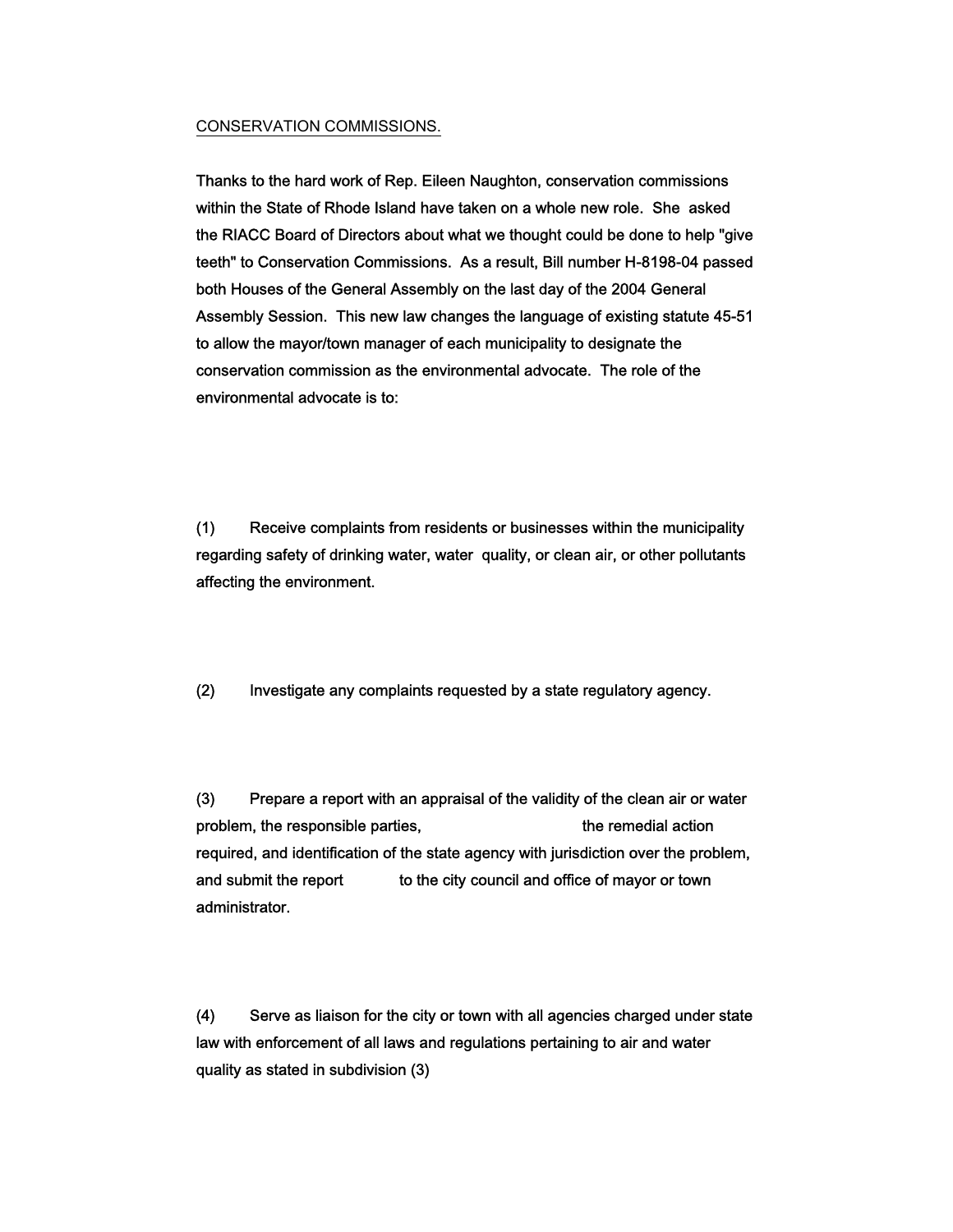<u>CONSERVATION COMMISSIONS.</u>

Thanks to the hard work of Rep. Eileen Naughton, conservation commissions within the State of Rhode Island have taken on a whole new role. She asked the RIACC Board of Directors about what we thought could be done to help "give teeth" to Conservation Commissions. As a result, Bill number H-8198-04 passed both Houses of the General Assembly on the last day of the 2004 General Assembly Session. This new law changes the language of existing statute 45-51 to allow the mayor/town manager of each municipality to designate the conservation commission as the environmental advocate. The role of the environmental advocate is to:

(1) Receive complaints from residents or businesses within the municipality regarding safety of drinking water, water quality, or clean air, or other pollutants affecting the environment.

(2) Investigate any complaints requested by a state regulatory agency.

(3) Prepare a report with an appraisal of the validity of the clean air or water problem, the responsible parties, the remedial action required, and identification of the state agency with jurisdiction over the problem, and submit the report to the city council and office of mayor or town administrator.

(4) Serve as liaison for the city or town with all agencies charged under state law with enforcement of all laws and regulations pertaining to air and water quality as stated in subdivision (3)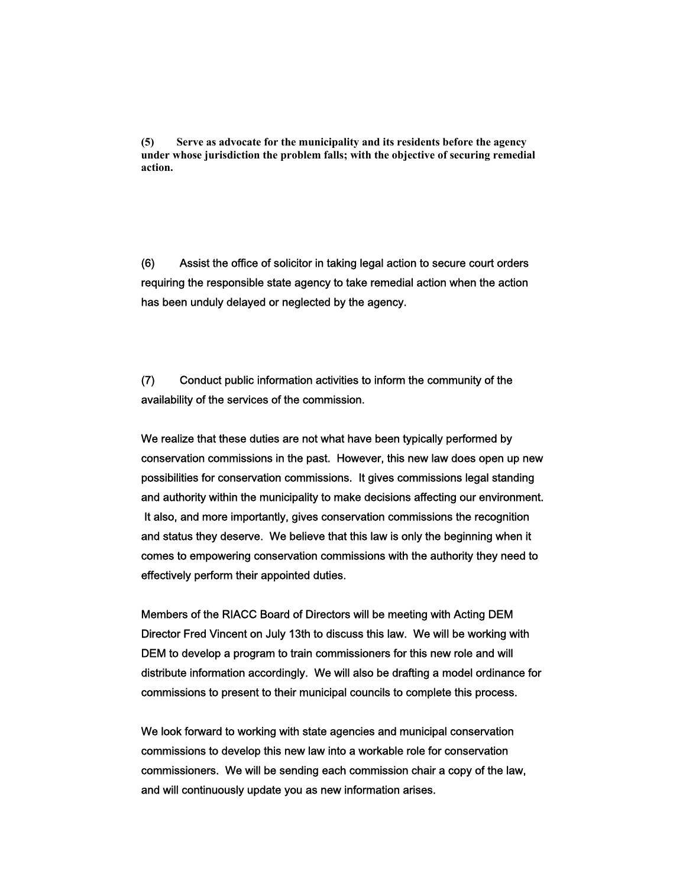**(5) Serve as advocate for the municipality and its residents before the agency under whose jurisdiction the problem falls; with the objective of securing remedial action.**

(6) Assist the office of solicitor in taking legal action to secure court orders requiring the responsible state agency to take remedial action when the action has been unduly delayed or neglected by the agency.

(7) Conduct public information activities to inform the community of the availability of the services of the commission.

We realize that these duties are not what have been typically performed by conservation commissions in the past. However, this new law does open up new possibilities for conservation commissions. It gives commissions legal standing and authority within the municipality to make decisions affecting our environment. It also, and more importantly, gives conservation commissions the recognition and status they deserve. We believe that this law is only the beginning when it comes to empowering conservation commissions with the authority they need to effectively perform their appointed duties.

Members of the RIACC Board of Directors will be meeting with Acting DEM Director Fred Vincent on July 13th to discuss this law. We will be working with DEM to develop a program to train commissioners for this new role and will distribute information accordingly. We will also be drafting a model ordinance for commissions to present to their municipal councils to complete this process.

We look forward to working with state agencies and municipal conservation commissions to develop this new law into a workable role for conservation commissioners. We will be sending each commission chair a copy of the law, and will continuously update you as new information arises.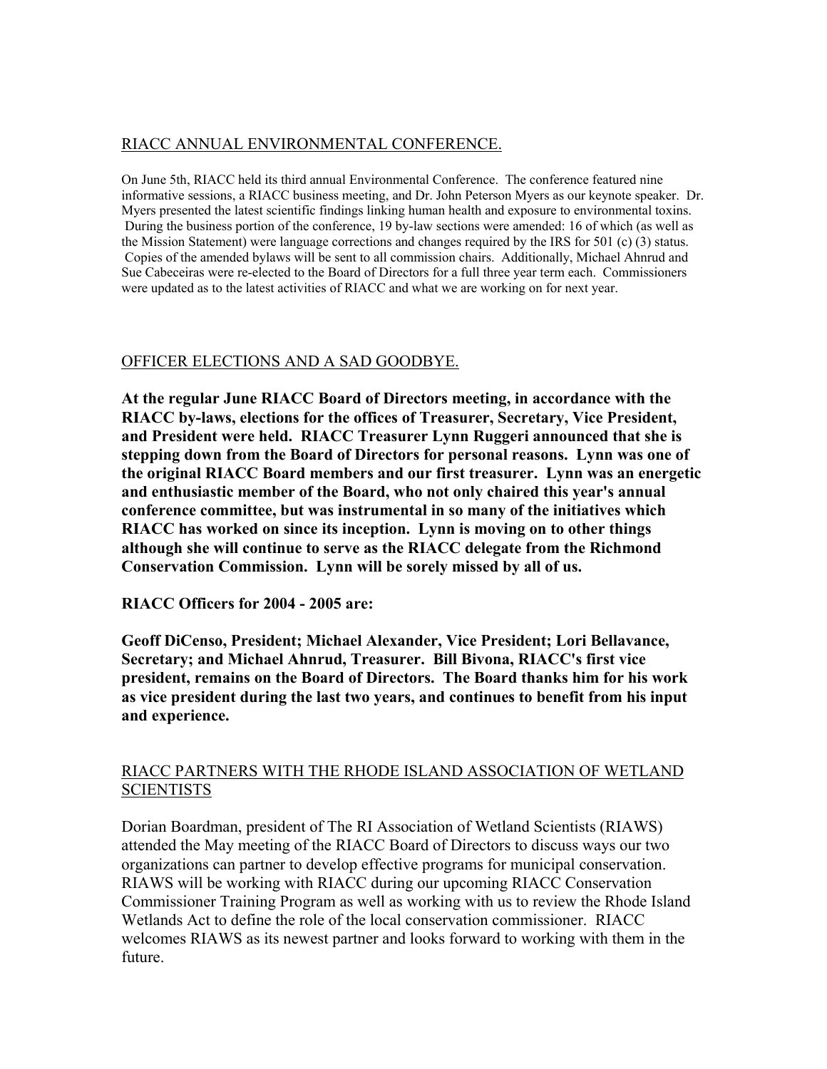## RIACC ANNUAL ENVIRONMENTAL CONFERENCE.

On June 5th, RIACC held its third annual Environmental Conference. The conference featured nine informative sessions, a RIACC business meeting, and Dr. John Peterson Myers as our keynote speaker. Dr. Myers presented the latest scientific findings linking human health and exposure to environmental toxins. During the business portion of the conference, 19 by-law sections were amended: 16 of which (as well as the Mission Statement) were language corrections and changes required by the IRS for 501 (c) (3) status. Copies of the amended bylaws will be sent to all commission chairs. Additionally, Michael Ahnrud and Sue Cabeceiras were re-elected to the Board of Directors for a full three year term each. Commissioners were updated as to the latest activities of RIACC and what we are working on for next year.

## OFFICER ELECTIONS AND A SAD GOODBYE.

**At the regular June RIACC Board of Directors meeting, in accordance with the RIACC by-laws, elections for the offices of Treasurer, Secretary, Vice President, and President were held. RIACC Treasurer Lynn Ruggeri announced that she is stepping down from the Board of Directors for personal reasons. Lynn was one of the original RIACC Board members and our first treasurer. Lynn was an energetic and enthusiastic member of the Board, who not only chaired this year's annual conference committee, but was instrumental in so many of the initiatives which RIACC has worked on since its inception. Lynn is moving on to other things although she will continue to serve as the RIACC delegate from the Richmond Conservation Commission. Lynn will be sorely missed by all of us.**

**RIACC Officers for 2004 - 2005 are:**

**Geoff DiCenso, President; Michael Alexander, Vice President; Lori Bellavance, Secretary; and Michael Ahnrud, Treasurer. Bill Bivona, RIACC's first vice president, remains on the Board of Directors. The Board thanks him for his work as vice president during the last two years, and continues to benefit from his input and experience.**

## RIACC PARTNERS WITH THE RHODE ISLAND ASSOCIATION OF WETLAND SCIENTISTS

Dorian Boardman, president of The RI Association of Wetland Scientists (RIAWS) attended the May meeting of the RIACC Board of Directors to discuss ways our two organizations can partner to develop effective programs for municipal conservation. RIAWS will be working with RIACC during our upcoming RIACC Conservation Commissioner Training Program as well as working with us to review the Rhode Island Wetlands Act to define the role of the local conservation commissioner. RIACC welcomes RIAWS as its newest partner and looks forward to working with them in the future.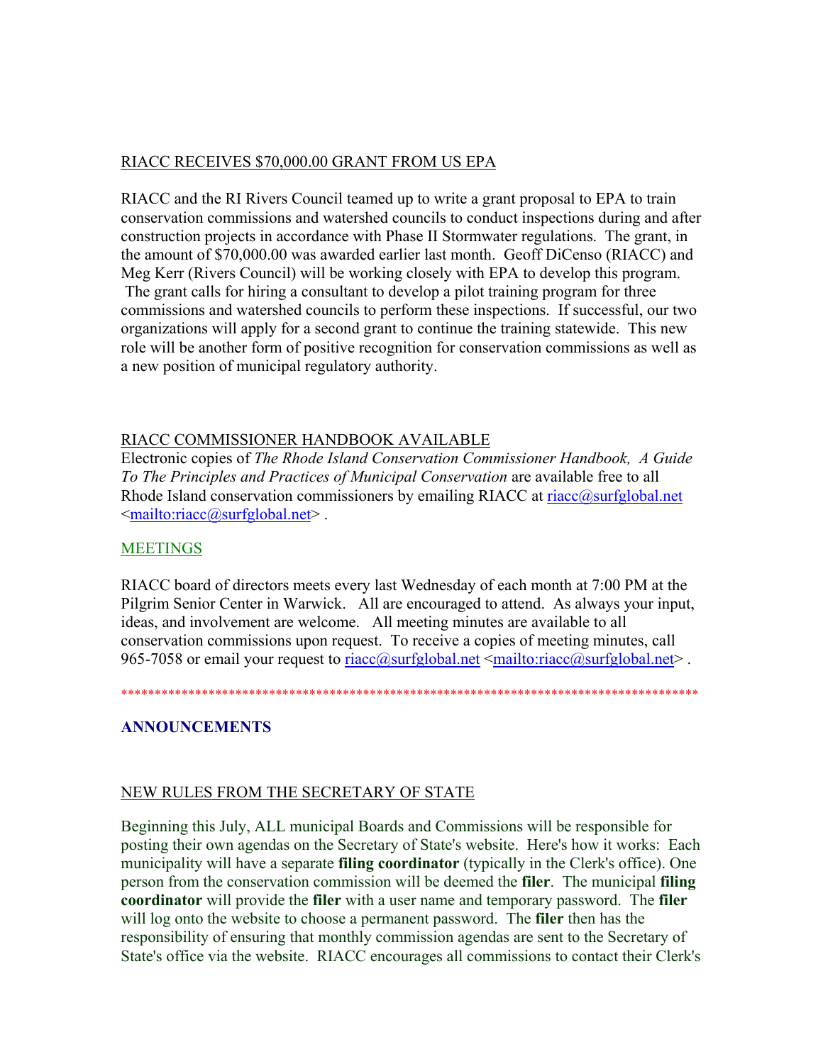## RIACC RECEIVES $70,000.00 GRANT FROM US EPA

RIACC and the RI Rivers Council teamed up to write a grant proposal to EPA to train conservation commissions and watershed councils to conduct inspections during and after construction projects in accordance with Phase II Stormwater regulations. The grant, in the amount of $70,000.00 was awarded earlier last month. Geoff DiCenso (RIACC) and Meg Kerr (Rivers Council) will be working closely with EPA to develop this program. The grant calls for hiring a consultant to develop a pilot training program for three commissions and watershed councils to perform these inspections. If successful, our two organizations will apply for a second grant to continue the training statewide. This new role will be another form of positive recognition for conservation commissions as well as a new position of municipal regulatory authority.

## RIACC COMMISSIONER HANDBOOK AVAILABLE

Electronic copies of *The Rhode Island Conservation Commissioner Handbook, A Guide To The Principles and Practices of Municipal Conservation* are available free to all Rhode Island conservation commissioners by emailing RIACC at riacc@surfglobal.net <mailto:riacc@surfglobal.net> .

## MEETINGS

RIACC board of directors meets every last Wednesday of each month at 7:00 PM at the Pilgrim Senior Center in Warwick. All are encouraged to attend. As always your input, ideas, and involvement are welcome. All meeting minutes are available to all conservation commissions upon request. To receive a copies of meeting minutes, call 965-7058 or email your request to riacc@surfglobal.net <mailto:riacc@surfglobal.net> .

*************************************************************************************

# ANNOUNCEMENTS

## NEW RULES FROM THE SECRETARY OF STATE

Beginning this July, ALL municipal Boards and Commissions will be responsible for posting their own agendas on the Secretary of State's website. Here's how it works: Each municipality will have a separate **filing coordinator** (typically in the Clerk's office). One person from the conservation commission will be deemed the **filer**. The municipal **filing coordinator** will provide the **filer** with a user name and temporary password. The **filer** will log onto the website to choose a permanent password. The **filer** then has the responsibility of ensuring that monthly commission agendas are sent to the Secretary of State's office via the website. RIACC encourages all commissions to contact their Clerk's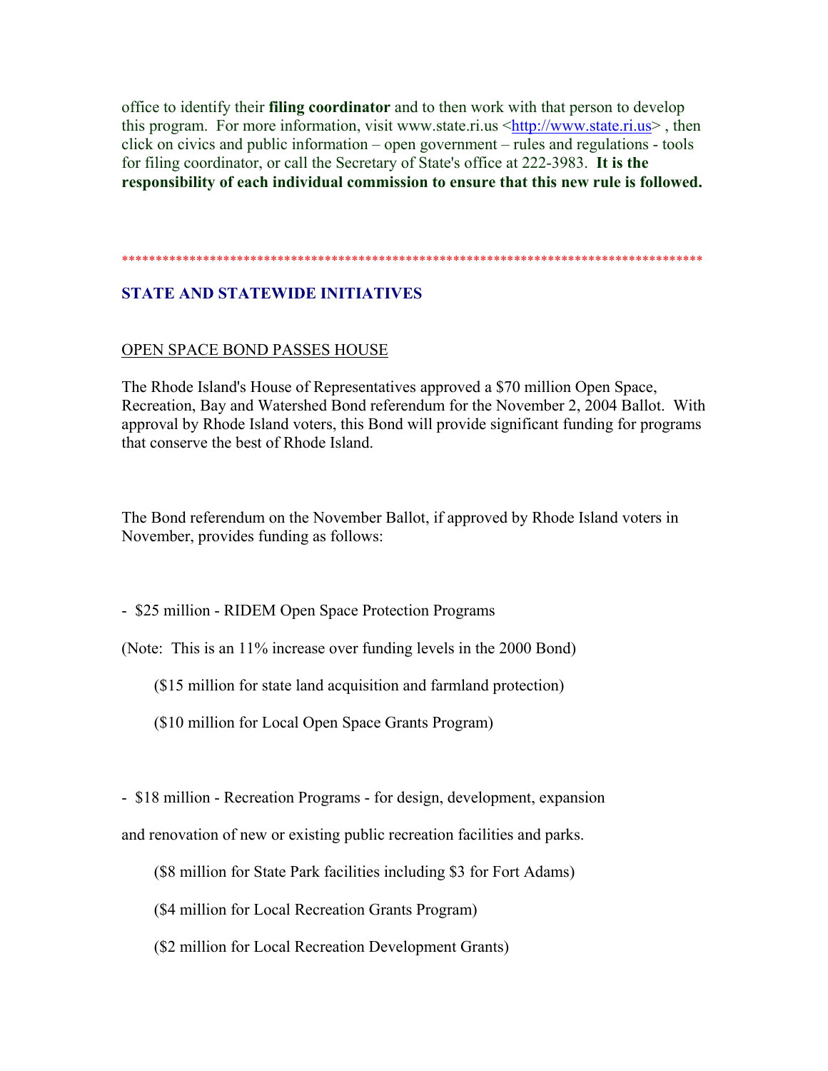office to identify their **filing coordinator** and to then work with that person to develop this program. For more information, visit www.state.ri.us <http://www.state.ri.us> , then click on civics and public information – open government – rules and regulations - tools for filing coordinator, or call the Secretary of State's office at 222-3983. **It is the responsibility of each individual commission to ensure that this new rule is followed.**

*************************************************************************************

## STATE AND STATEWIDE INITIATIVES

### OPEN SPACE BOND PASSES HOUSE

The Rhode Island's House of Representatives approved a $70 million Open Space, Recreation, Bay and Watershed Bond referendum for the November 2, 2004 Ballot. With approval by Rhode Island voters, this Bond will provide significant funding for programs that conserve the best of Rhode Island.

The Bond referendum on the November Ballot, if approved by Rhode Island voters in November, provides funding as follows:

- $25 million - RIDEM Open Space Protection Programs

(Note: This is an 11% increase over funding levels in the 2000 Bond)

   ($15 million for state land acquisition and farmland protection)

   ($10 million for Local Open Space Grants Program)

- $18 million - Recreation Programs - for design, development, expansion

and renovation of new or existing public recreation facilities and parks.

   ($8 million for State Park facilities including $3 for Fort Adams)

   ($4 million for Local Recreation Grants Program)

   ($2 million for Local Recreation Development Grants)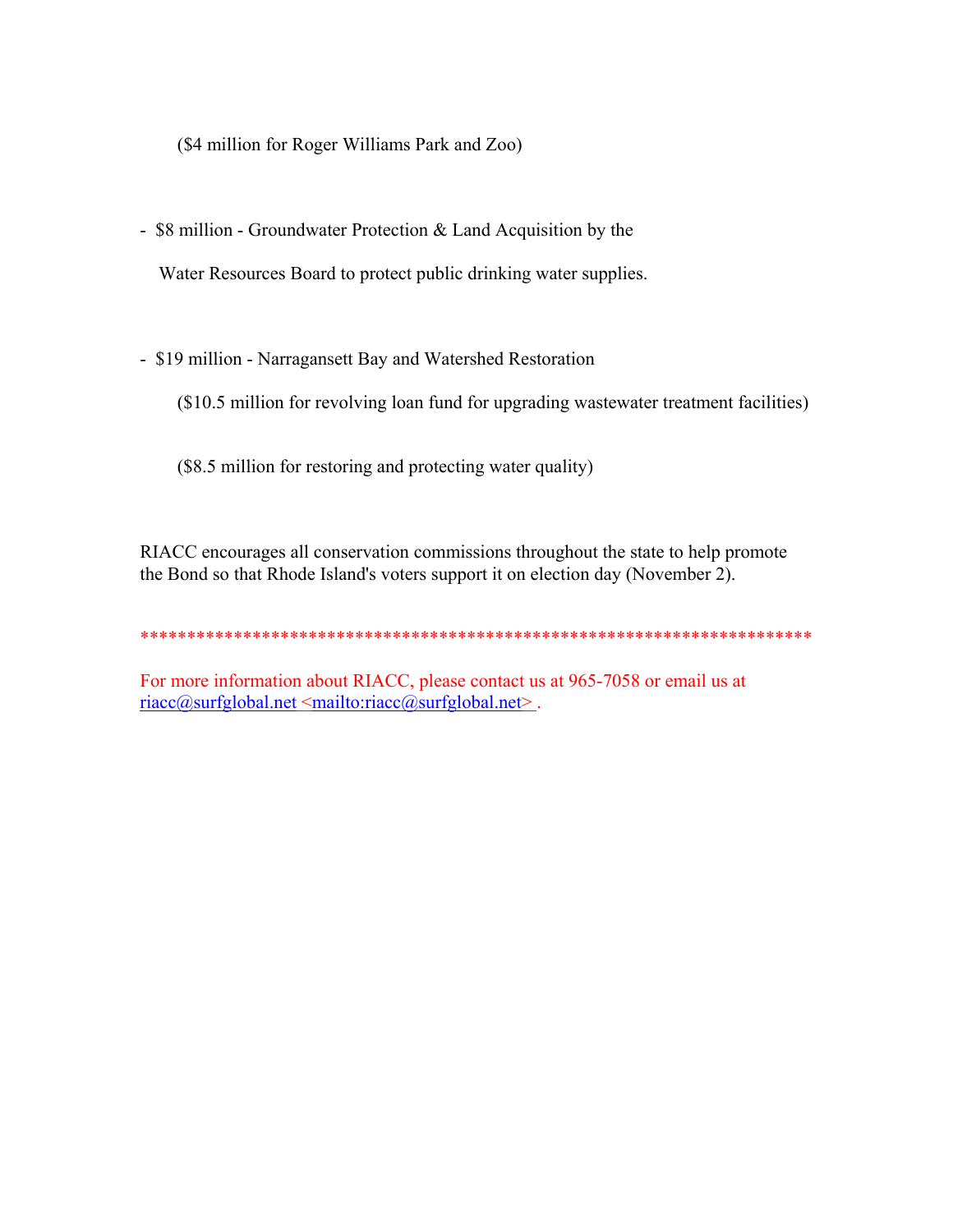($4 million for Roger Williams Park and Zoo)

- $8 million - Groundwater Protection & Land Acquisition by the

  Water Resources Board to protect public drinking water supplies.

- $19 million - Narragansett Bay and Watershed Restoration

  ($10.5 million for revolving loan fund for upgrading wastewater treatment facilities)

  ($8.5 million for restoring and protecting water quality)

RIACC encourages all conservation commissions throughout the state to help promote the Bond so that Rhode Island's voters support it on election day (November 2).

***********************************************************************

For more information about RIACC, please contact us at 965-7058 or email us at riacc@surfglobal.net <mailto:riacc@surfglobal.net> .